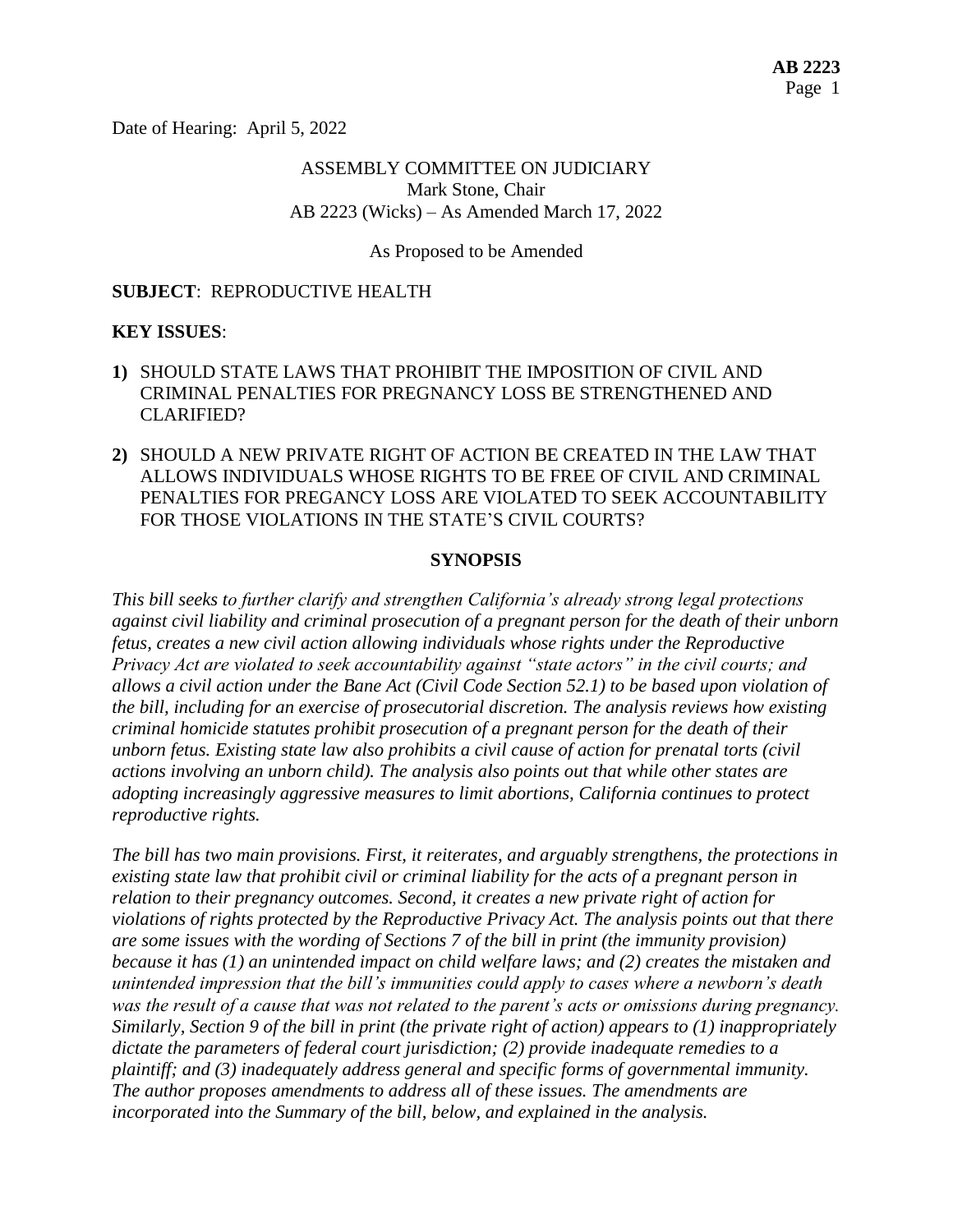Date of Hearing: April 5, 2022

ASSEMBLY COMMITTEE ON JUDICIARY
Mark Stone, Chair
AB 2223 (Wicks) – As Amended March 17, 2022

As Proposed to be Amended

**SUBJECT**: REPRODUCTIVE HEALTH

**KEY ISSUES**:

1) SHOULD STATE LAWS THAT PROHIBIT THE IMPOSITION OF CIVIL AND CRIMINAL PENALTIES FOR PREGNANCY LOSS BE STRENGTHENED AND CLARIFIED?

2) SHOULD A NEW PRIVATE RIGHT OF ACTION BE CREATED IN THE LAW THAT ALLOWS INDIVIDUALS WHOSE RIGHTS TO BE FREE OF CIVIL AND CRIMINAL PENALTIES FOR PREGANCY LOSS ARE VIOLATED TO SEEK ACCOUNTABILITY FOR THOSE VIOLATIONS IN THE STATE'S CIVIL COURTS?

## SYNOPSIS

*This bill seeks to further clarify and strengthen California's already strong legal protections against civil liability and criminal prosecution of a pregnant person for the death of their unborn fetus, creates a new civil action allowing individuals whose rights under the Reproductive Privacy Act are violated to seek accountability against "state actors" in the civil courts; and allows a civil action under the Bane Act (Civil Code Section 52.1) to be based upon violation of the bill, including for an exercise of prosecutorial discretion. The analysis reviews how existing criminal homicide statutes prohibit prosecution of a pregnant person for the death of their unborn fetus. Existing state law also prohibits a civil cause of action for prenatal torts (civil actions involving an unborn child). The analysis also points out that while other states are adopting increasingly aggressive measures to limit abortions, California continues to protect reproductive rights.*

*The bill has two main provisions. First, it reiterates, and arguably strengthens, the protections in existing state law that prohibit civil or criminal liability for the acts of a pregnant person in relation to their pregnancy outcomes. Second, it creates a new private right of action for violations of rights protected by the Reproductive Privacy Act. The analysis points out that there are some issues with the wording of Sections 7 of the bill in print (the immunity provision) because it has (1) an unintended impact on child welfare laws; and (2) creates the mistaken and unintended impression that the bill's immunities could apply to cases where a newborn's death was the result of a cause that was not related to the parent's acts or omissions during pregnancy. Similarly, Section 9 of the bill in print (the private right of action) appears to (1) inappropriately dictate the parameters of federal court jurisdiction; (2) provide inadequate remedies to a plaintiff; and (3) inadequately address general and specific forms of governmental immunity. The author proposes amendments to address all of these issues. The amendments are incorporated into the Summary of the bill, below, and explained in the analysis.*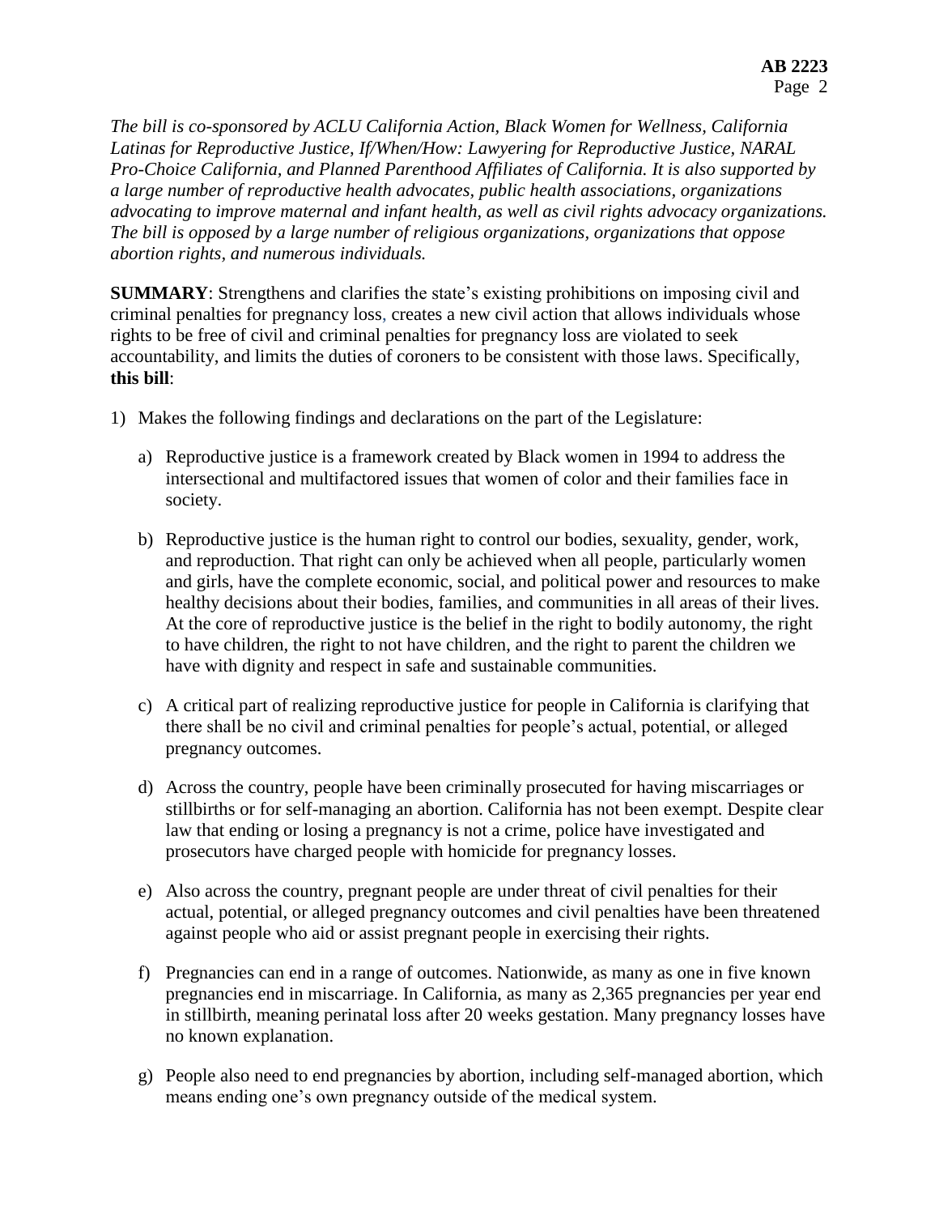*The bill is co-sponsored by ACLU California Action, Black Women for Wellness, California Latinas for Reproductive Justice, If/When/How: Lawyering for Reproductive Justice, NARAL Pro-Choice California, and Planned Parenthood Affiliates of California. It is also supported by a large number of reproductive health advocates, public health associations, organizations advocating to improve maternal and infant health, as well as civil rights advocacy organizations. The bill is opposed by a large number of religious organizations, organizations that oppose abortion rights, and numerous individuals.*

**SUMMARY**: Strengthens and clarifies the state's existing prohibitions on imposing civil and criminal penalties for pregnancy loss, creates a new civil action that allows individuals whose rights to be free of civil and criminal penalties for pregnancy loss are violated to seek accountability, and limits the duties of coroners to be consistent with those laws. Specifically, **this bill**:

1) Makes the following findings and declarations on the part of the Legislature:

   a) Reproductive justice is a framework created by Black women in 1994 to address the intersectional and multifactored issues that women of color and their families face in society.

   b) Reproductive justice is the human right to control our bodies, sexuality, gender, work, and reproduction. That right can only be achieved when all people, particularly women and girls, have the complete economic, social, and political power and resources to make healthy decisions about their bodies, families, and communities in all areas of their lives. At the core of reproductive justice is the belief in the right to bodily autonomy, the right to have children, the right to not have children, and the right to parent the children we have with dignity and respect in safe and sustainable communities.

   c) A critical part of realizing reproductive justice for people in California is clarifying that there shall be no civil and criminal penalties for people's actual, potential, or alleged pregnancy outcomes.

   d) Across the country, people have been criminally prosecuted for having miscarriages or stillbirths or for self-managing an abortion. California has not been exempt. Despite clear law that ending or losing a pregnancy is not a crime, police have investigated and prosecutors have charged people with homicide for pregnancy losses.

   e) Also across the country, pregnant people are under threat of civil penalties for their actual, potential, or alleged pregnancy outcomes and civil penalties have been threatened against people who aid or assist pregnant people in exercising their rights.

   f) Pregnancies can end in a range of outcomes. Nationwide, as many as one in five known pregnancies end in miscarriage. In California, as many as 2,365 pregnancies per year end in stillbirth, meaning perinatal loss after 20 weeks gestation. Many pregnancy losses have no known explanation.

   g) People also need to end pregnancies by abortion, including self-managed abortion, which means ending one's own pregnancy outside of the medical system.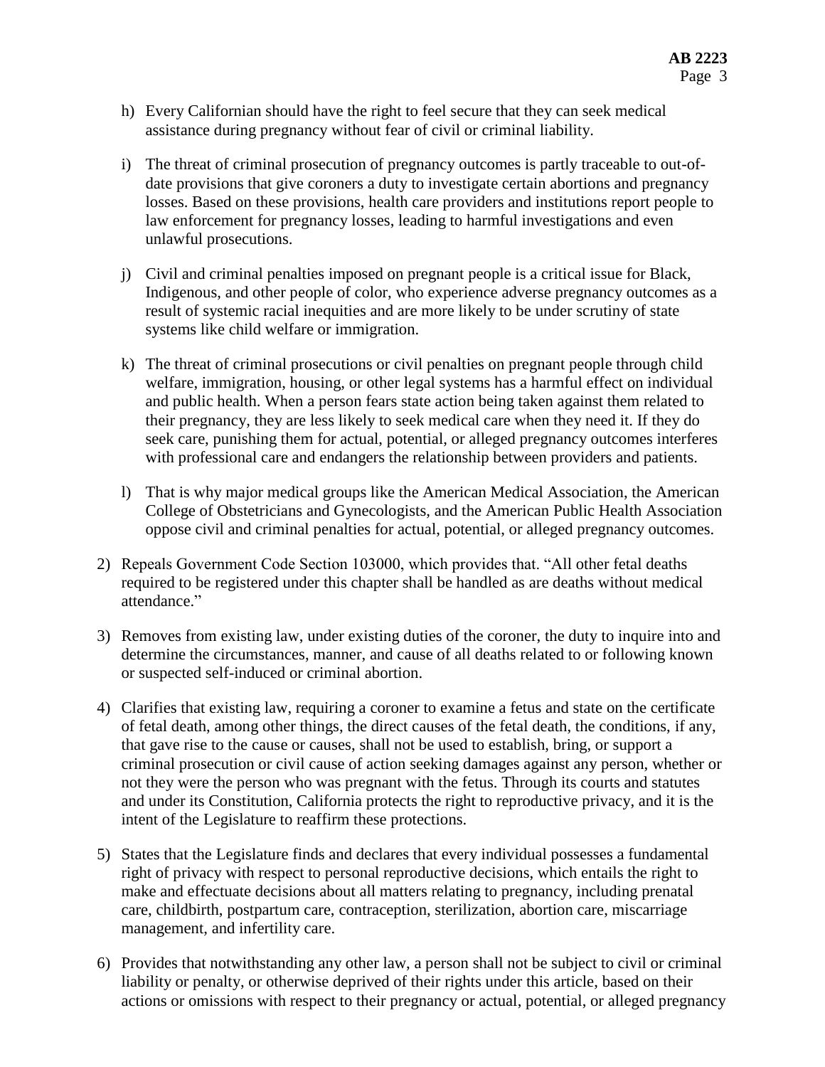h) Every Californian should have the right to feel secure that they can seek medical assistance during pregnancy without fear of civil or criminal liability.

i) The threat of criminal prosecution of pregnancy outcomes is partly traceable to out-of-date provisions that give coroners a duty to investigate certain abortions and pregnancy losses. Based on these provisions, health care providers and institutions report people to law enforcement for pregnancy losses, leading to harmful investigations and even unlawful prosecutions.

j) Civil and criminal penalties imposed on pregnant people is a critical issue for Black, Indigenous, and other people of color, who experience adverse pregnancy outcomes as a result of systemic racial inequities and are more likely to be under scrutiny of state systems like child welfare or immigration.

k) The threat of criminal prosecutions or civil penalties on pregnant people through child welfare, immigration, housing, or other legal systems has a harmful effect on individual and public health. When a person fears state action being taken against them related to their pregnancy, they are less likely to seek medical care when they need it. If they do seek care, punishing them for actual, potential, or alleged pregnancy outcomes interferes with professional care and endangers the relationship between providers and patients.

l) That is why major medical groups like the American Medical Association, the American College of Obstetricians and Gynecologists, and the American Public Health Association oppose civil and criminal penalties for actual, potential, or alleged pregnancy outcomes.

2) Repeals Government Code Section 103000, which provides that. "All other fetal deaths required to be registered under this chapter shall be handled as are deaths without medical attendance."

3) Removes from existing law, under existing duties of the coroner, the duty to inquire into and determine the circumstances, manner, and cause of all deaths related to or following known or suspected self-induced or criminal abortion.

4) Clarifies that existing law, requiring a coroner to examine a fetus and state on the certificate of fetal death, among other things, the direct causes of the fetal death, the conditions, if any, that gave rise to the cause or causes, shall not be used to establish, bring, or support a criminal prosecution or civil cause of action seeking damages against any person, whether or not they were the person who was pregnant with the fetus. Through its courts and statutes and under its Constitution, California protects the right to reproductive privacy, and it is the intent of the Legislature to reaffirm these protections.

5) States that the Legislature finds and declares that every individual possesses a fundamental right of privacy with respect to personal reproductive decisions, which entails the right to make and effectuate decisions about all matters relating to pregnancy, including prenatal care, childbirth, postpartum care, contraception, sterilization, abortion care, miscarriage management, and infertility care.

6) Provides that notwithstanding any other law, a person shall not be subject to civil or criminal liability or penalty, or otherwise deprived of their rights under this article, based on their actions or omissions with respect to their pregnancy or actual, potential, or alleged pregnancy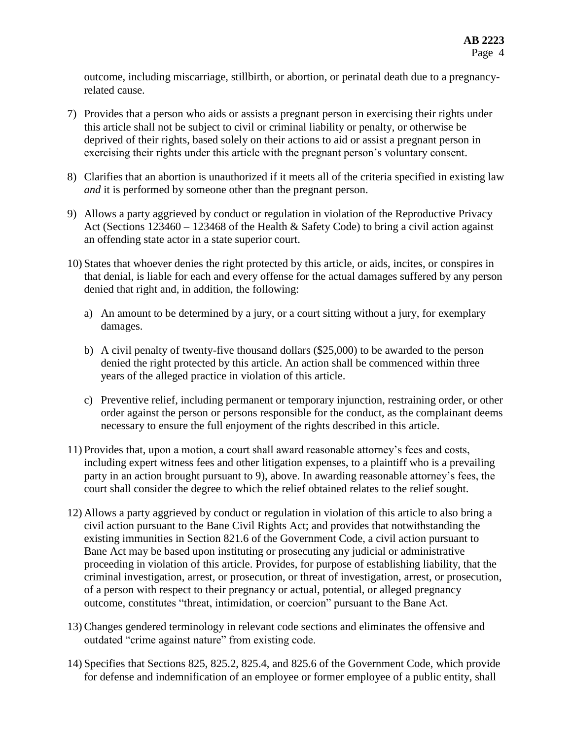outcome, including miscarriage, stillbirth, or abortion, or perinatal death due to a pregnancy-related cause.

7) Provides that a person who aids or assists a pregnant person in exercising their rights under this article shall not be subject to civil or criminal liability or penalty, or otherwise be deprived of their rights, based solely on their actions to aid or assist a pregnant person in exercising their rights under this article with the pregnant person's voluntary consent.

8) Clarifies that an abortion is unauthorized if it meets all of the criteria specified in existing law *and* it is performed by someone other than the pregnant person.

9) Allows a party aggrieved by conduct or regulation in violation of the Reproductive Privacy Act (Sections 123460 – 123468 of the Health & Safety Code) to bring a civil action against an offending state actor in a state superior court.

10) States that whoever denies the right protected by this article, or aids, incites, or conspires in that denial, is liable for each and every offense for the actual damages suffered by any person denied that right and, in addition, the following:

    a) An amount to be determined by a jury, or a court sitting without a jury, for exemplary damages.

    b) A civil penalty of twenty-five thousand dollars ($25,000) to be awarded to the person denied the right protected by this article. An action shall be commenced within three years of the alleged practice in violation of this article.

    c) Preventive relief, including permanent or temporary injunction, restraining order, or other order against the person or persons responsible for the conduct, as the complainant deems necessary to ensure the full enjoyment of the rights described in this article.

11) Provides that, upon a motion, a court shall award reasonable attorney's fees and costs, including expert witness fees and other litigation expenses, to a plaintiff who is a prevailing party in an action brought pursuant to 9), above. In awarding reasonable attorney's fees, the court shall consider the degree to which the relief obtained relates to the relief sought.

12) Allows a party aggrieved by conduct or regulation in violation of this article to also bring a civil action pursuant to the Bane Civil Rights Act; and provides that notwithstanding the existing immunities in Section 821.6 of the Government Code, a civil action pursuant to Bane Act may be based upon instituting or prosecuting any judicial or administrative proceeding in violation of this article. Provides, for purpose of establishing liability, that the criminal investigation, arrest, or prosecution, or threat of investigation, arrest, or prosecution, of a person with respect to their pregnancy or actual, potential, or alleged pregnancy outcome, constitutes "threat, intimidation, or coercion" pursuant to the Bane Act.

13) Changes gendered terminology in relevant code sections and eliminates the offensive and outdated "crime against nature" from existing code.

14) Specifies that Sections 825, 825.2, 825.4, and 825.6 of the Government Code, which provide for defense and indemnification of an employee or former employee of a public entity, shall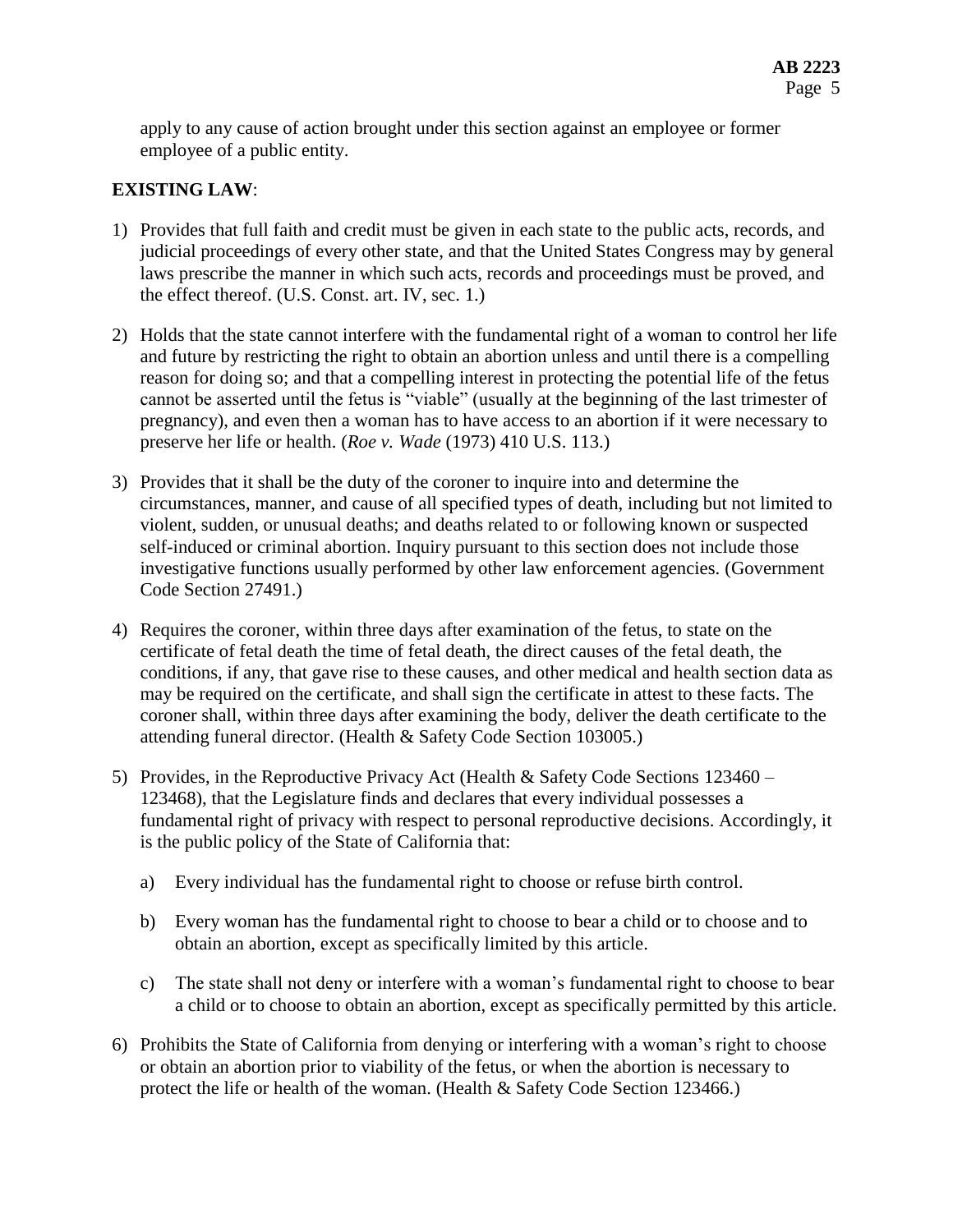apply to any cause of action brought under this section against an employee or former employee of a public entity.

**EXISTING LAW**:

1) Provides that full faith and credit must be given in each state to the public acts, records, and judicial proceedings of every other state, and that the United States Congress may by general laws prescribe the manner in which such acts, records and proceedings must be proved, and the effect thereof. (U.S. Const. art. IV, sec. 1.)

2) Holds that the state cannot interfere with the fundamental right of a woman to control her life and future by restricting the right to obtain an abortion unless and until there is a compelling reason for doing so; and that a compelling interest in protecting the potential life of the fetus cannot be asserted until the fetus is "viable" (usually at the beginning of the last trimester of pregnancy), and even then a woman has to have access to an abortion if it were necessary to preserve her life or health. (*Roe v. Wade* (1973) 410 U.S. 113.)

3) Provides that it shall be the duty of the coroner to inquire into and determine the circumstances, manner, and cause of all specified types of death, including but not limited to violent, sudden, or unusual deaths; and deaths related to or following known or suspected self-induced or criminal abortion. Inquiry pursuant to this section does not include those investigative functions usually performed by other law enforcement agencies. (Government Code Section 27491.)

4) Requires the coroner, within three days after examination of the fetus, to state on the certificate of fetal death the time of fetal death, the direct causes of the fetal death, the conditions, if any, that gave rise to these causes, and other medical and health section data as may be required on the certificate, and shall sign the certificate in attest to these facts. The coroner shall, within three days after examining the body, deliver the death certificate to the attending funeral director. (Health & Safety Code Section 103005.)

5) Provides, in the Reproductive Privacy Act (Health & Safety Code Sections 123460 – 123468), that the Legislature finds and declares that every individual possesses a fundamental right of privacy with respect to personal reproductive decisions. Accordingly, it is the public policy of the State of California that:

   a) Every individual has the fundamental right to choose or refuse birth control.

   b) Every woman has the fundamental right to choose to bear a child or to choose and to obtain an abortion, except as specifically limited by this article.

   c) The state shall not deny or interfere with a woman's fundamental right to choose to bear a child or to choose to obtain an abortion, except as specifically permitted by this article.

6) Prohibits the State of California from denying or interfering with a woman's right to choose or obtain an abortion prior to viability of the fetus, or when the abortion is necessary to protect the life or health of the woman. (Health & Safety Code Section 123466.)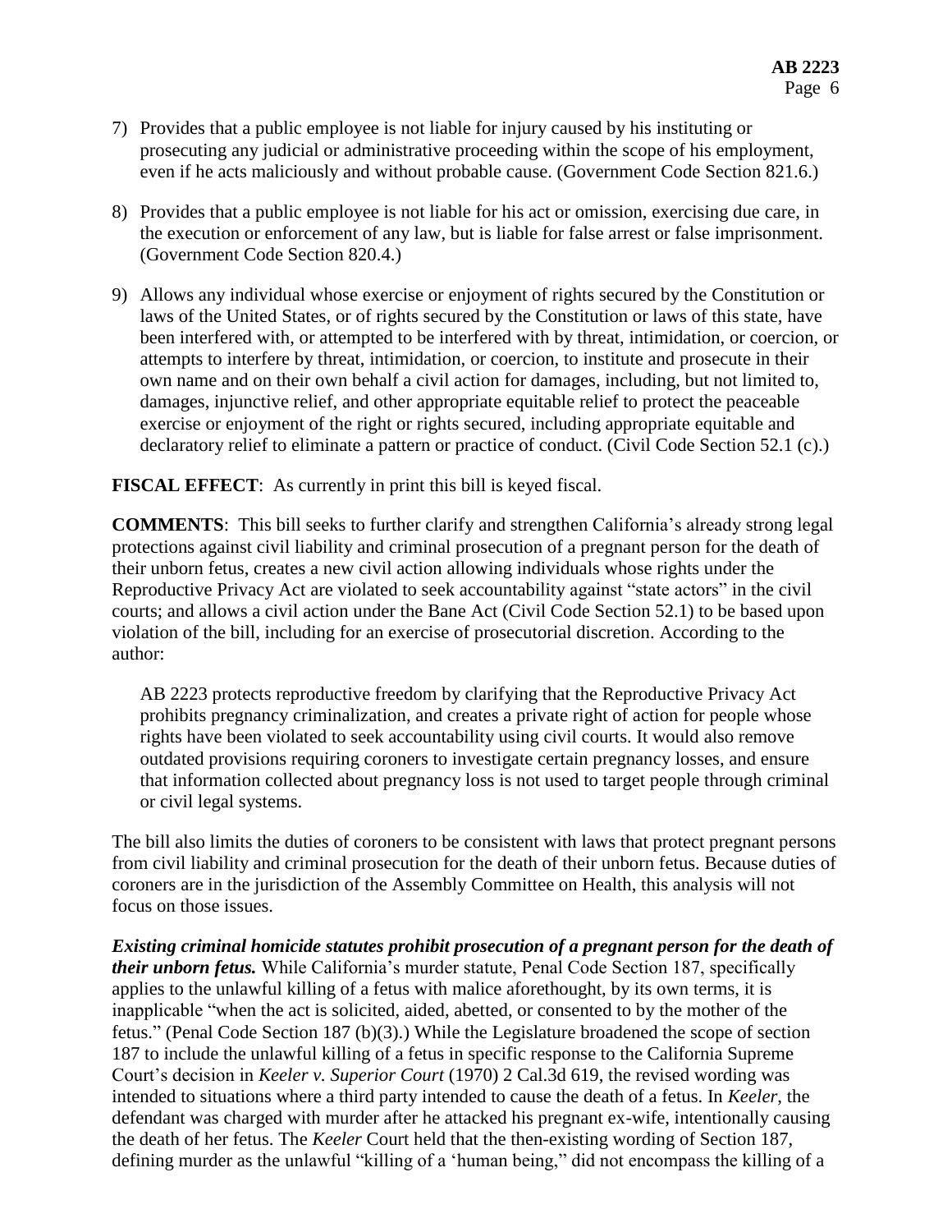7) Provides that a public employee is not liable for injury caused by his instituting or prosecuting any judicial or administrative proceeding within the scope of his employment, even if he acts maliciously and without probable cause. (Government Code Section 821.6.)

8) Provides that a public employee is not liable for his act or omission, exercising due care, in the execution or enforcement of any law, but is liable for false arrest or false imprisonment. (Government Code Section 820.4.)

9) Allows any individual whose exercise or enjoyment of rights secured by the Constitution or laws of the United States, or of rights secured by the Constitution or laws of this state, have been interfered with, or attempted to be interfered with by threat, intimidation, or coercion, or attempts to interfere by threat, intimidation, or coercion, to institute and prosecute in their own name and on their own behalf a civil action for damages, including, but not limited to, damages, injunctive relief, and other appropriate equitable relief to protect the peaceable exercise or enjoyment of the right or rights secured, including appropriate equitable and declaratory relief to eliminate a pattern or practice of conduct. (Civil Code Section 52.1 (c).)

**FISCAL EFFECT**: As currently in print this bill is keyed fiscal.

**COMMENTS**: This bill seeks to further clarify and strengthen California's already strong legal protections against civil liability and criminal prosecution of a pregnant person for the death of their unborn fetus, creates a new civil action allowing individuals whose rights under the Reproductive Privacy Act are violated to seek accountability against "state actors" in the civil courts; and allows a civil action under the Bane Act (Civil Code Section 52.1) to be based upon violation of the bill, including for an exercise of prosecutorial discretion. According to the author:

> AB 2223 protects reproductive freedom by clarifying that the Reproductive Privacy Act prohibits pregnancy criminalization, and creates a private right of action for people whose rights have been violated to seek accountability using civil courts. It would also remove outdated provisions requiring coroners to investigate certain pregnancy losses, and ensure that information collected about pregnancy loss is not used to target people through criminal or civil legal systems.

The bill also limits the duties of coroners to be consistent with laws that protect pregnant persons from civil liability and criminal prosecution for the death of their unborn fetus. Because duties of coroners are in the jurisdiction of the Assembly Committee on Health, this analysis will not focus on those issues.

***Existing criminal homicide statutes prohibit prosecution of a pregnant person for the death of their unborn fetus.*** While California's murder statute, Penal Code Section 187, specifically applies to the unlawful killing of a fetus with malice aforethought, by its own terms, it is inapplicable "when the act is solicited, aided, abetted, or consented to by the mother of the fetus." (Penal Code Section 187 (b)(3).) While the Legislature broadened the scope of section 187 to include the unlawful killing of a fetus in specific response to the California Supreme Court's decision in *Keeler v. Superior Court* (1970) 2 Cal.3d 619, the revised wording was intended to situations where a third party intended to cause the death of a fetus. In *Keeler*, the defendant was charged with murder after he attacked his pregnant ex-wife, intentionally causing the death of her fetus. The *Keeler* Court held that the then-existing wording of Section 187, defining murder as the unlawful "killing of a 'human being," did not encompass the killing of a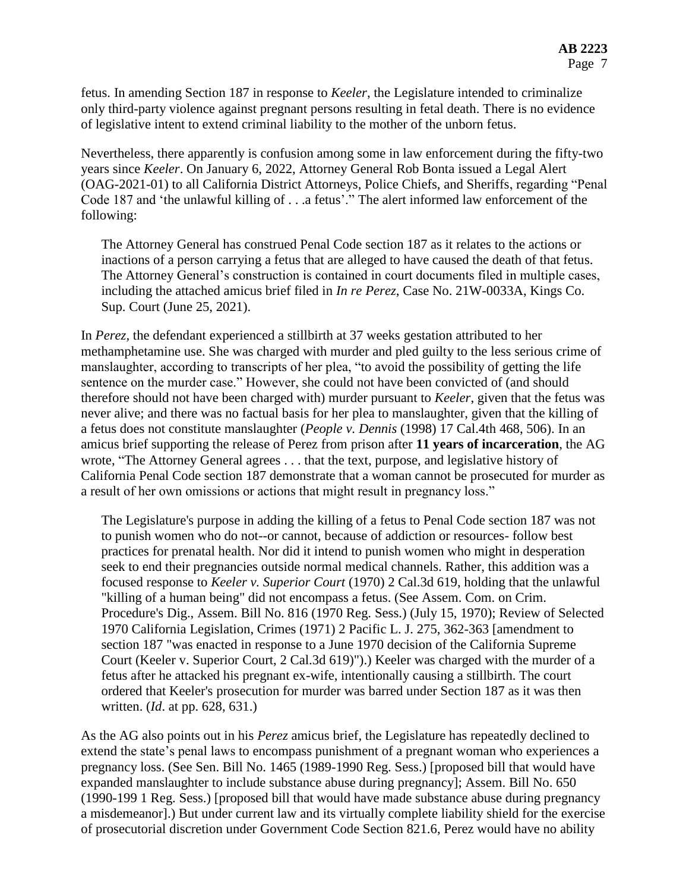fetus. In amending Section 187 in response to *Keeler*, the Legislature intended to criminalize only third-party violence against pregnant persons resulting in fetal death. There is no evidence of legislative intent to extend criminal liability to the mother of the unborn fetus.

Nevertheless, there apparently is confusion among some in law enforcement during the fifty-two years since *Keeler*. On January 6, 2022, Attorney General Rob Bonta issued a Legal Alert (OAG-2021-01) to all California District Attorneys, Police Chiefs, and Sheriffs, regarding "Penal Code 187 and 'the unlawful killing of . . .a fetus'." The alert informed law enforcement of the following:

> The Attorney General has construed Penal Code section 187 as it relates to the actions or inactions of a person carrying a fetus that are alleged to have caused the death of that fetus. The Attorney General's construction is contained in court documents filed in multiple cases, including the attached amicus brief filed in *In re Perez*, Case No. 21W-0033A, Kings Co. Sup. Court (June 25, 2021).

In *Perez*, the defendant experienced a stillbirth at 37 weeks gestation attributed to her methamphetamine use. She was charged with murder and pled guilty to the less serious crime of manslaughter, according to transcripts of her plea, "to avoid the possibility of getting the life sentence on the murder case." However, she could not have been convicted of (and should therefore should not have been charged with) murder pursuant to *Keeler*, given that the fetus was never alive; and there was no factual basis for her plea to manslaughter, given that the killing of a fetus does not constitute manslaughter (*People v. Dennis* (1998) 17 Cal.4th 468, 506). In an amicus brief supporting the release of Perez from prison after **11 years of incarceration**, the AG wrote, "The Attorney General agrees . . . that the text, purpose, and legislative history of California Penal Code section 187 demonstrate that a woman cannot be prosecuted for murder as a result of her own omissions or actions that might result in pregnancy loss."

> The Legislature's purpose in adding the killing of a fetus to Penal Code section 187 was not to punish women who do not--or cannot, because of addiction or resources- follow best practices for prenatal health. Nor did it intend to punish women who might in desperation seek to end their pregnancies outside normal medical channels. Rather, this addition was a focused response to *Keeler v. Superior Court* (1970) 2 Cal.3d 619, holding that the unlawful "killing of a human being" did not encompass a fetus. (See Assem. Com. on Crim. Procedure's Dig., Assem. Bill No. 816 (1970 Reg. Sess.) (July 15, 1970); Review of Selected 1970 California Legislation, Crimes (1971) 2 Pacific L. J. 275, 362-363 [amendment to section 187 "was enacted in response to a June 1970 decision of the California Supreme Court (Keeler v. Superior Court, 2 Cal.3d 619)").) Keeler was charged with the murder of a fetus after he attacked his pregnant ex-wife, intentionally causing a stillbirth. The court ordered that Keeler's prosecution for murder was barred under Section 187 as it was then written. (*Id*. at pp. 628, 631.)

As the AG also points out in his *Perez* amicus brief, the Legislature has repeatedly declined to extend the state's penal laws to encompass punishment of a pregnant woman who experiences a pregnancy loss. (See Sen. Bill No. 1465 (1989-1990 Reg. Sess.) [proposed bill that would have expanded manslaughter to include substance abuse during pregnancy]; Assem. Bill No. 650 (1990-199 1 Reg. Sess.) [proposed bill that would have made substance abuse during pregnancy a misdemeanor].) But under current law and its virtually complete liability shield for the exercise of prosecutorial discretion under Government Code Section 821.6, Perez would have no ability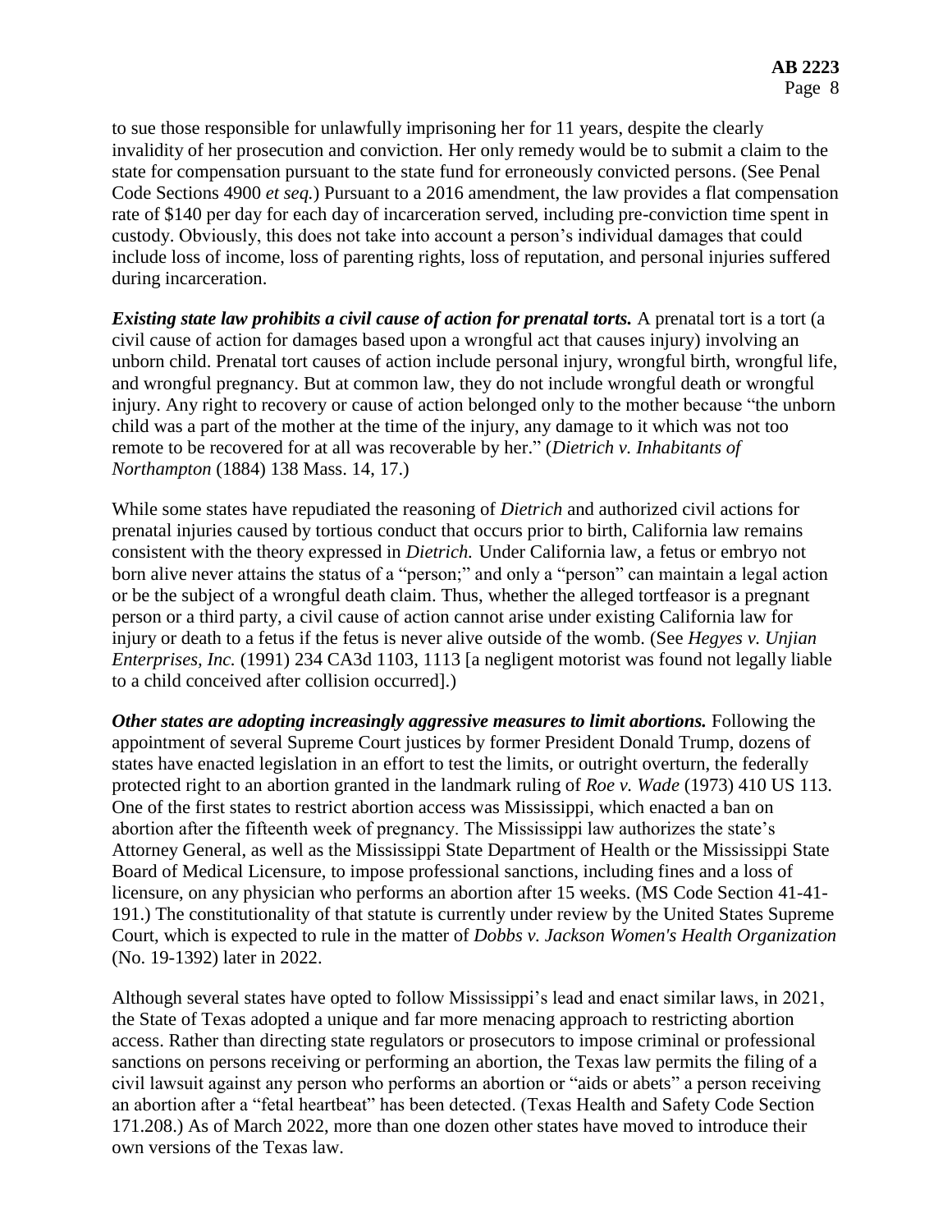to sue those responsible for unlawfully imprisoning her for 11 years, despite the clearly invalidity of her prosecution and conviction. Her only remedy would be to submit a claim to the state for compensation pursuant to the state fund for erroneously convicted persons. (See Penal Code Sections 4900 *et seq.*) Pursuant to a 2016 amendment, the law provides a flat compensation rate of $140 per day for each day of incarceration served, including pre-conviction time spent in custody. Obviously, this does not take into account a person's individual damages that could include loss of income, loss of parenting rights, loss of reputation, and personal injuries suffered during incarceration.

***Existing state law prohibits a civil cause of action for prenatal torts.*** A prenatal tort is a tort (a civil cause of action for damages based upon a wrongful act that causes injury) involving an unborn child. Prenatal tort causes of action include personal injury, wrongful birth, wrongful life, and wrongful pregnancy. But at common law, they do not include wrongful death or wrongful injury. Any right to recovery or cause of action belonged only to the mother because "the unborn child was a part of the mother at the time of the injury, any damage to it which was not too remote to be recovered for at all was recoverable by her." (*Dietrich v. Inhabitants of Northampton* (1884) 138 Mass. 14, 17.)

While some states have repudiated the reasoning of *Dietrich* and authorized civil actions for prenatal injuries caused by tortious conduct that occurs prior to birth, California law remains consistent with the theory expressed in *Dietrich.* Under California law, a fetus or embryo not born alive never attains the status of a "person;" and only a "person" can maintain a legal action or be the subject of a wrongful death claim. Thus, whether the alleged tortfeasor is a pregnant person or a third party, a civil cause of action cannot arise under existing California law for injury or death to a fetus if the fetus is never alive outside of the womb. (See *Hegyes v. Unjian Enterprises, Inc.* (1991) 234 CA3d 1103, 1113 [a negligent motorist was found not legally liable to a child conceived after collision occurred].)

***Other states are adopting increasingly aggressive measures to limit abortions.*** Following the appointment of several Supreme Court justices by former President Donald Trump, dozens of states have enacted legislation in an effort to test the limits, or outright overturn, the federally protected right to an abortion granted in the landmark ruling of *Roe v. Wade* (1973) 410 US 113. One of the first states to restrict abortion access was Mississippi, which enacted a ban on abortion after the fifteenth week of pregnancy. The Mississippi law authorizes the state's Attorney General, as well as the Mississippi State Department of Health or the Mississippi State Board of Medical Licensure, to impose professional sanctions, including fines and a loss of licensure, on any physician who performs an abortion after 15 weeks. (MS Code Section 41-41-191.) The constitutionality of that statute is currently under review by the United States Supreme Court, which is expected to rule in the matter of *Dobbs v. Jackson Women's Health Organization* (No. 19-1392) later in 2022.

Although several states have opted to follow Mississippi's lead and enact similar laws, in 2021, the State of Texas adopted a unique and far more menacing approach to restricting abortion access. Rather than directing state regulators or prosecutors to impose criminal or professional sanctions on persons receiving or performing an abortion, the Texas law permits the filing of a civil lawsuit against any person who performs an abortion or "aids or abets" a person receiving an abortion after a "fetal heartbeat" has been detected. (Texas Health and Safety Code Section 171.208.) As of March 2022, more than one dozen other states have moved to introduce their own versions of the Texas law.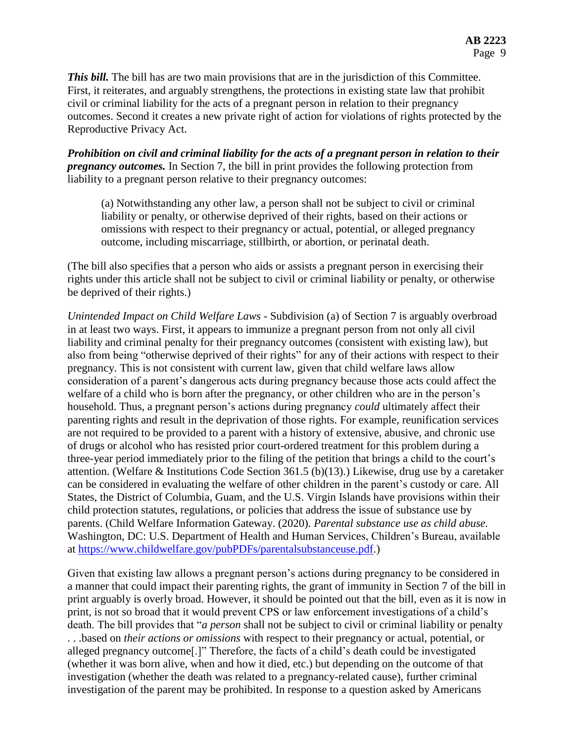***This bill.*** The bill has are two main provisions that are in the jurisdiction of this Committee. First, it reiterates, and arguably strengthens, the protections in existing state law that prohibit civil or criminal liability for the acts of a pregnant person in relation to their pregnancy outcomes. Second it creates a new private right of action for violations of rights protected by the Reproductive Privacy Act.

***Prohibition on civil and criminal liability for the acts of a pregnant person in relation to their pregnancy outcomes.*** In Section 7, the bill in print provides the following protection from liability to a pregnant person relative to their pregnancy outcomes:

> (a) Notwithstanding any other law, a person shall not be subject to civil or criminal liability or penalty, or otherwise deprived of their rights, based on their actions or omissions with respect to their pregnancy or actual, potential, or alleged pregnancy outcome, including miscarriage, stillbirth, or abortion, or perinatal death.

(The bill also specifies that a person who aids or assists a pregnant person in exercising their rights under this article shall not be subject to civil or criminal liability or penalty, or otherwise be deprived of their rights.)

*Unintended Impact on Child Welfare Laws* - Subdivision (a) of Section 7 is arguably overbroad in at least two ways. First, it appears to immunize a pregnant person from not only all civil liability and criminal penalty for their pregnancy outcomes (consistent with existing law), but also from being "otherwise deprived of their rights" for any of their actions with respect to their pregnancy. This is not consistent with current law, given that child welfare laws allow consideration of a parent's dangerous acts during pregnancy because those acts could affect the welfare of a child who is born after the pregnancy, or other children who are in the person's household. Thus, a pregnant person's actions during pregnancy *could* ultimately affect their parenting rights and result in the deprivation of those rights. For example, reunification services are not required to be provided to a parent with a history of extensive, abusive, and chronic use of drugs or alcohol who has resisted prior court-ordered treatment for this problem during a three-year period immediately prior to the filing of the petition that brings a child to the court's attention. (Welfare & Institutions Code Section 361.5 (b)(13).) Likewise, drug use by a caretaker can be considered in evaluating the welfare of other children in the parent's custody or care. All States, the District of Columbia, Guam, and the U.S. Virgin Islands have provisions within their child protection statutes, regulations, or policies that address the issue of substance use by parents. (Child Welfare Information Gateway. (2020). *Parental substance use as child abuse.* Washington, DC: U.S. Department of Health and Human Services, Children's Bureau, available at https://www.childwelfare.gov/pubPDFs/parentalsubstanceuse.pdf.)

Given that existing law allows a pregnant person's actions during pregnancy to be considered in a manner that could impact their parenting rights, the grant of immunity in Section 7 of the bill in print arguably is overly broad. However, it should be pointed out that the bill, even as it is now in print, is not so broad that it would prevent CPS or law enforcement investigations of a child's death. The bill provides that "*a person* shall not be subject to civil or criminal liability or penalty . . .based on *their actions or omissions* with respect to their pregnancy or actual, potential, or alleged pregnancy outcome[.]" Therefore, the facts of a child's death could be investigated (whether it was born alive, when and how it died, etc.) but depending on the outcome of that investigation (whether the death was related to a pregnancy-related cause), further criminal investigation of the parent may be prohibited. In response to a question asked by Americans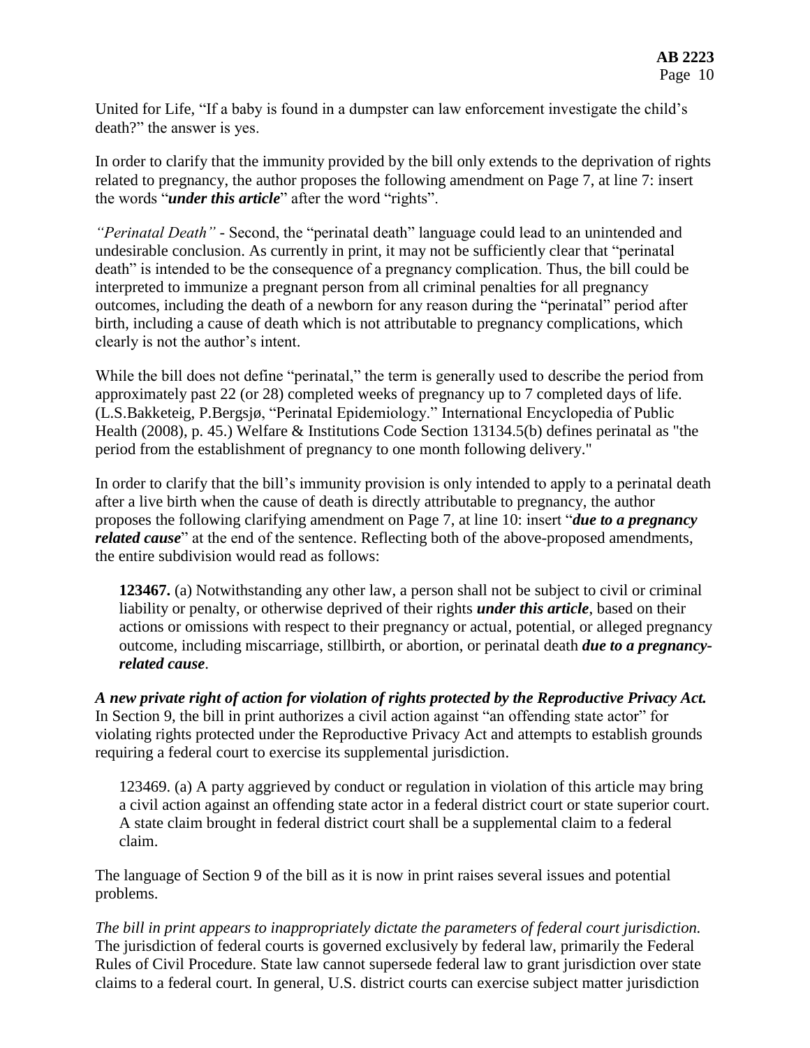United for Life, "If a baby is found in a dumpster can law enforcement investigate the child's death?" the answer is yes.

In order to clarify that the immunity provided by the bill only extends to the deprivation of rights related to pregnancy, the author proposes the following amendment on Page 7, at line 7: insert the words "***under this article***" after the word "rights".

*"Perinatal Death"* - Second, the "perinatal death" language could lead to an unintended and undesirable conclusion. As currently in print, it may not be sufficiently clear that "perinatal death" is intended to be the consequence of a pregnancy complication. Thus, the bill could be interpreted to immunize a pregnant person from all criminal penalties for all pregnancy outcomes, including the death of a newborn for any reason during the "perinatal" period after birth, including a cause of death which is not attributable to pregnancy complications, which clearly is not the author's intent.

While the bill does not define "perinatal," the term is generally used to describe the period from approximately past 22 (or 28) completed weeks of pregnancy up to 7 completed days of life. (L.S.Bakketeig, P.Bergsjø, "Perinatal Epidemiology." International Encyclopedia of Public Health (2008), p. 45.) Welfare & Institutions Code Section 13134.5(b) defines perinatal as "the period from the establishment of pregnancy to one month following delivery."

In order to clarify that the bill's immunity provision is only intended to apply to a perinatal death after a live birth when the cause of death is directly attributable to pregnancy, the author proposes the following clarifying amendment on Page 7, at line 10: insert "***due to a pregnancy related cause***" at the end of the sentence. Reflecting both of the above-proposed amendments, the entire subdivision would read as follows:

> **123467.** (a) Notwithstanding any other law, a person shall not be subject to civil or criminal liability or penalty, or otherwise deprived of their rights ***under this article***, based on their actions or omissions with respect to their pregnancy or actual, potential, or alleged pregnancy outcome, including miscarriage, stillbirth, or abortion, or perinatal death ***due to a pregnancy-related cause***.

***A new private right of action for violation of rights protected by the Reproductive Privacy Act.*** In Section 9, the bill in print authorizes a civil action against "an offending state actor" for violating rights protected under the Reproductive Privacy Act and attempts to establish grounds requiring a federal court to exercise its supplemental jurisdiction.

> 123469. (a) A party aggrieved by conduct or regulation in violation of this article may bring a civil action against an offending state actor in a federal district court or state superior court. A state claim brought in federal district court shall be a supplemental claim to a federal claim.

The language of Section 9 of the bill as it is now in print raises several issues and potential problems.

*The bill in print appears to inappropriately dictate the parameters of federal court jurisdiction.* The jurisdiction of federal courts is governed exclusively by federal law, primarily the Federal Rules of Civil Procedure. State law cannot supersede federal law to grant jurisdiction over state claims to a federal court. In general, U.S. district courts can exercise subject matter jurisdiction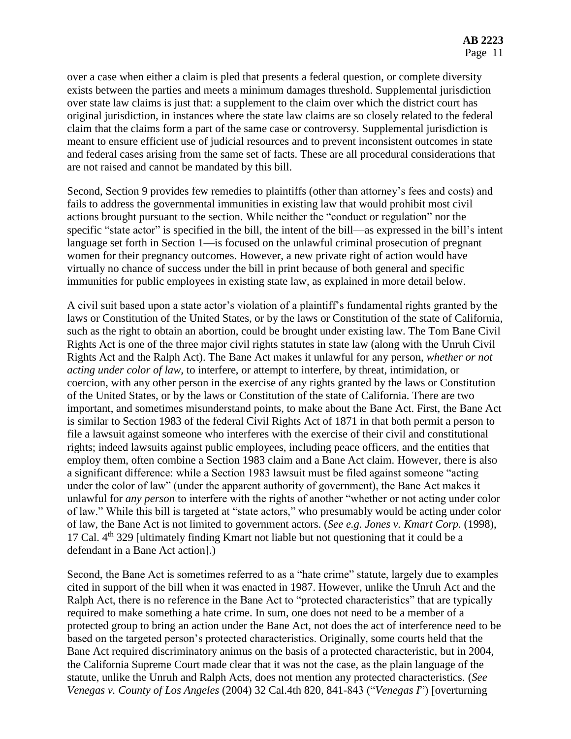over a case when either a claim is pled that presents a federal question, or complete diversity exists between the parties and meets a minimum damages threshold. Supplemental jurisdiction over state law claims is just that: a supplement to the claim over which the district court has original jurisdiction, in instances where the state law claims are so closely related to the federal claim that the claims form a part of the same case or controversy. Supplemental jurisdiction is meant to ensure efficient use of judicial resources and to prevent inconsistent outcomes in state and federal cases arising from the same set of facts. These are all procedural considerations that are not raised and cannot be mandated by this bill.

Second, Section 9 provides few remedies to plaintiffs (other than attorney's fees and costs) and fails to address the governmental immunities in existing law that would prohibit most civil actions brought pursuant to the section. While neither the "conduct or regulation" nor the specific "state actor" is specified in the bill, the intent of the bill—as expressed in the bill's intent language set forth in Section 1—is focused on the unlawful criminal prosecution of pregnant women for their pregnancy outcomes. However, a new private right of action would have virtually no chance of success under the bill in print because of both general and specific immunities for public employees in existing state law, as explained in more detail below.

A civil suit based upon a state actor's violation of a plaintiff's fundamental rights granted by the laws or Constitution of the United States, or by the laws or Constitution of the state of California, such as the right to obtain an abortion, could be brought under existing law. The Tom Bane Civil Rights Act is one of the three major civil rights statutes in state law (along with the Unruh Civil Rights Act and the Ralph Act). The Bane Act makes it unlawful for any person, *whether or not acting under color of law*, to interfere, or attempt to interfere, by threat, intimidation, or coercion, with any other person in the exercise of any rights granted by the laws or Constitution of the United States, or by the laws or Constitution of the state of California. There are two important, and sometimes misunderstand points, to make about the Bane Act. First, the Bane Act is similar to Section 1983 of the federal Civil Rights Act of 1871 in that both permit a person to file a lawsuit against someone who interferes with the exercise of their civil and constitutional rights; indeed lawsuits against public employees, including peace officers, and the entities that employ them, often combine a Section 1983 claim and a Bane Act claim. However, there is also a significant difference: while a Section 1983 lawsuit must be filed against someone "acting under the color of law" (under the apparent authority of government), the Bane Act makes it unlawful for *any person* to interfere with the rights of another "whether or not acting under color of law." While this bill is targeted at "state actors," who presumably would be acting under color of law, the Bane Act is not limited to government actors. (*See e.g. Jones v. Kmart Corp.* (1998), 17 Cal. 4th 329 [ultimately finding Kmart not liable but not questioning that it could be a defendant in a Bane Act action].)

Second, the Bane Act is sometimes referred to as a "hate crime" statute, largely due to examples cited in support of the bill when it was enacted in 1987. However, unlike the Unruh Act and the Ralph Act, there is no reference in the Bane Act to "protected characteristics" that are typically required to make something a hate crime. In sum, one does not need to be a member of a protected group to bring an action under the Bane Act, not does the act of interference need to be based on the targeted person's protected characteristics. Originally, some courts held that the Bane Act required discriminatory animus on the basis of a protected characteristic, but in 2004, the California Supreme Court made clear that it was not the case, as the plain language of the statute, unlike the Unruh and Ralph Acts, does not mention any protected characteristics. (*See Venegas v. County of Los Angeles* (2004) 32 Cal.4th 820, 841-843 ("*Venegas I*") [overturning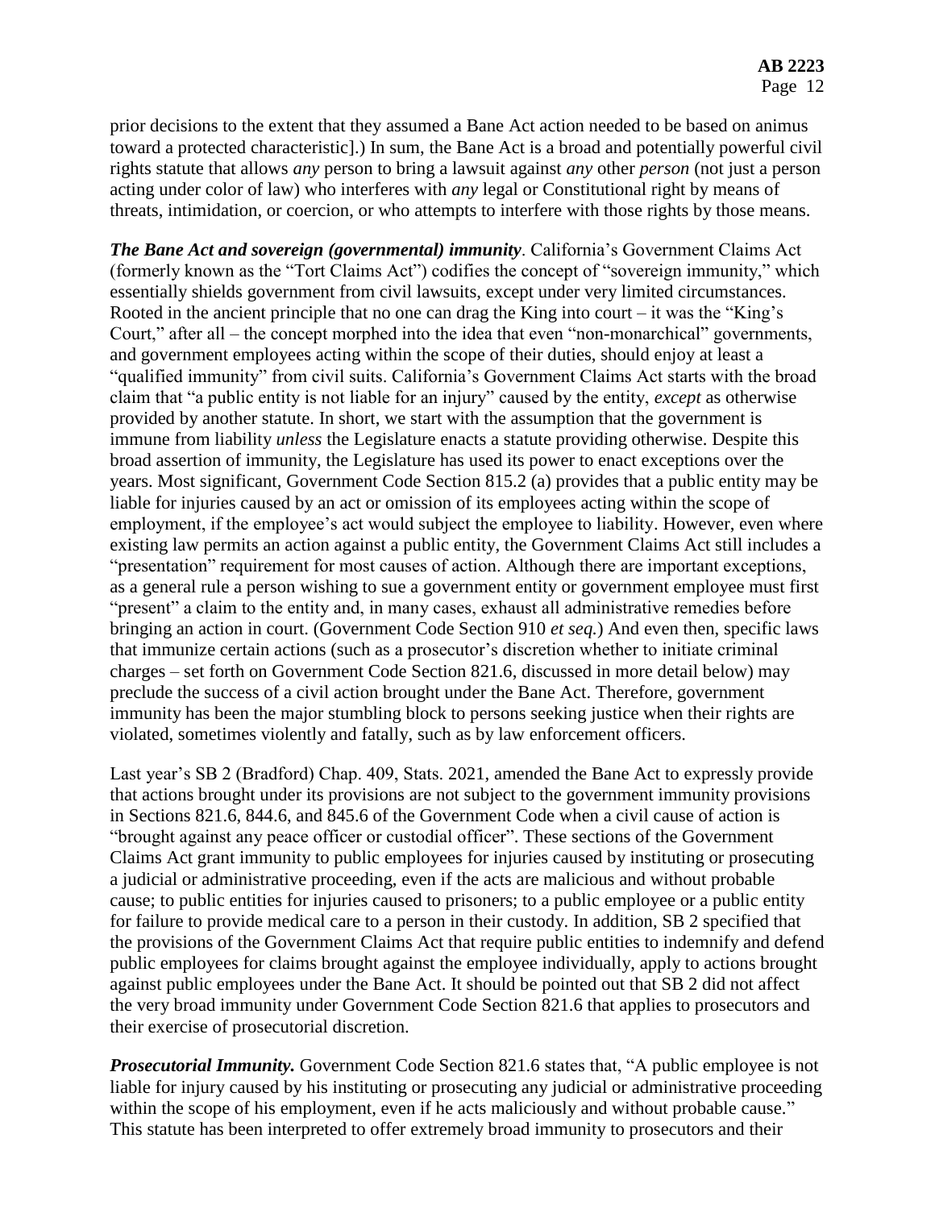prior decisions to the extent that they assumed a Bane Act action needed to be based on animus toward a protected characteristic].) In sum, the Bane Act is a broad and potentially powerful civil rights statute that allows *any* person to bring a lawsuit against *any* other *person* (not just a person acting under color of law) who interferes with *any* legal or Constitutional right by means of threats, intimidation, or coercion, or who attempts to interfere with those rights by those means.

***The Bane Act and sovereign (governmental) immunity***. California's Government Claims Act (formerly known as the "Tort Claims Act") codifies the concept of "sovereign immunity," which essentially shields government from civil lawsuits, except under very limited circumstances. Rooted in the ancient principle that no one can drag the King into court – it was the "King's Court," after all – the concept morphed into the idea that even "non-monarchical" governments, and government employees acting within the scope of their duties, should enjoy at least a "qualified immunity" from civil suits. California's Government Claims Act starts with the broad claim that "a public entity is not liable for an injury" caused by the entity, *except* as otherwise provided by another statute. In short, we start with the assumption that the government is immune from liability *unless* the Legislature enacts a statute providing otherwise. Despite this broad assertion of immunity, the Legislature has used its power to enact exceptions over the years. Most significant, Government Code Section 815.2 (a) provides that a public entity may be liable for injuries caused by an act or omission of its employees acting within the scope of employment, if the employee's act would subject the employee to liability. However, even where existing law permits an action against a public entity, the Government Claims Act still includes a "presentation" requirement for most causes of action. Although there are important exceptions, as a general rule a person wishing to sue a government entity or government employee must first "present" a claim to the entity and, in many cases, exhaust all administrative remedies before bringing an action in court. (Government Code Section 910 *et seq.*) And even then, specific laws that immunize certain actions (such as a prosecutor's discretion whether to initiate criminal charges – set forth on Government Code Section 821.6, discussed in more detail below) may preclude the success of a civil action brought under the Bane Act. Therefore, government immunity has been the major stumbling block to persons seeking justice when their rights are violated, sometimes violently and fatally, such as by law enforcement officers.

Last year's SB 2 (Bradford) Chap. 409, Stats. 2021, amended the Bane Act to expressly provide that actions brought under its provisions are not subject to the government immunity provisions in Sections 821.6, 844.6, and 845.6 of the Government Code when a civil cause of action is "brought against any peace officer or custodial officer". These sections of the Government Claims Act grant immunity to public employees for injuries caused by instituting or prosecuting a judicial or administrative proceeding, even if the acts are malicious and without probable cause; to public entities for injuries caused to prisoners; to a public employee or a public entity for failure to provide medical care to a person in their custody. In addition, SB 2 specified that the provisions of the Government Claims Act that require public entities to indemnify and defend public employees for claims brought against the employee individually, apply to actions brought against public employees under the Bane Act. It should be pointed out that SB 2 did not affect the very broad immunity under Government Code Section 821.6 that applies to prosecutors and their exercise of prosecutorial discretion.

***Prosecutorial Immunity.*** Government Code Section 821.6 states that, "A public employee is not liable for injury caused by his instituting or prosecuting any judicial or administrative proceeding within the scope of his employment, even if he acts maliciously and without probable cause." This statute has been interpreted to offer extremely broad immunity to prosecutors and their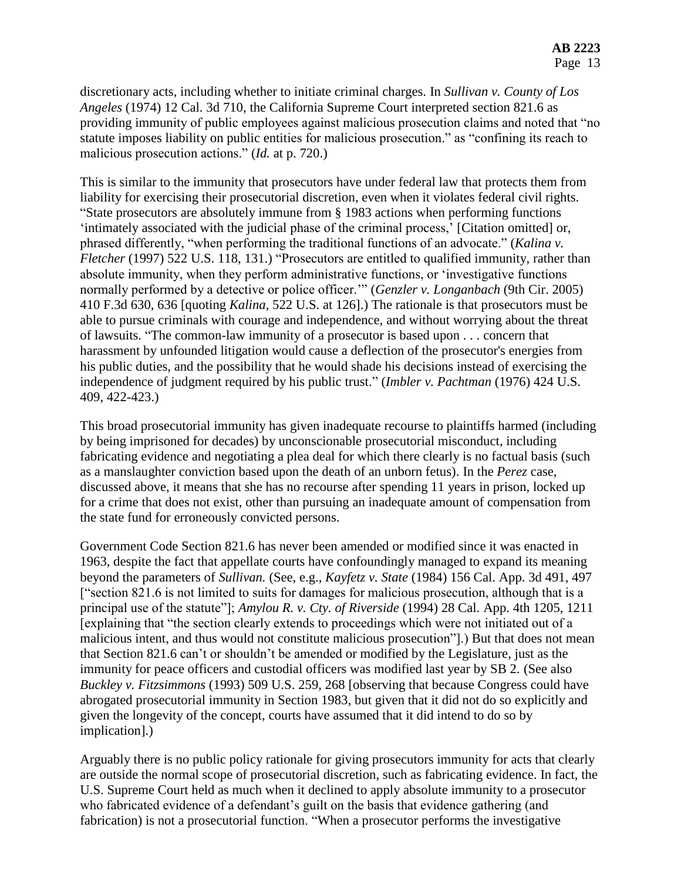discretionary acts, including whether to initiate criminal charges. In *Sullivan v. County of Los Angeles* (1974) 12 Cal. 3d 710, the California Supreme Court interpreted section 821.6 as providing immunity of public employees against malicious prosecution claims and noted that "no statute imposes liability on public entities for malicious prosecution." as "confining its reach to malicious prosecution actions." (*Id.* at p. 720.)

This is similar to the immunity that prosecutors have under federal law that protects them from liability for exercising their prosecutorial discretion, even when it violates federal civil rights. "State prosecutors are absolutely immune from § 1983 actions when performing functions 'intimately associated with the judicial phase of the criminal process,' [Citation omitted] or, phrased differently, "when performing the traditional functions of an advocate." (*Kalina v. Fletcher* (1997) 522 U.S. 118, 131.) "Prosecutors are entitled to qualified immunity, rather than absolute immunity, when they perform administrative functions, or 'investigative functions normally performed by a detective or police officer.'" (*Genzler v. Longanbach* (9th Cir. 2005) 410 F.3d 630, 636 [quoting *Kalina*, 522 U.S. at 126].) The rationale is that prosecutors must be able to pursue criminals with courage and independence, and without worrying about the threat of lawsuits. "The common-law immunity of a prosecutor is based upon . . . concern that harassment by unfounded litigation would cause a deflection of the prosecutor's energies from his public duties, and the possibility that he would shade his decisions instead of exercising the independence of judgment required by his public trust." (*Imbler v. Pachtman* (1976) 424 U.S. 409, 422-423.)

This broad prosecutorial immunity has given inadequate recourse to plaintiffs harmed (including by being imprisoned for decades) by unconscionable prosecutorial misconduct, including fabricating evidence and negotiating a plea deal for which there clearly is no factual basis (such as a manslaughter conviction based upon the death of an unborn fetus). In the *Perez* case, discussed above, it means that she has no recourse after spending 11 years in prison, locked up for a crime that does not exist, other than pursuing an inadequate amount of compensation from the state fund for erroneously convicted persons.

Government Code Section 821.6 has never been amended or modified since it was enacted in 1963, despite the fact that appellate courts have confoundingly managed to expand its meaning beyond the parameters of *Sullivan.* (See, e.g., *Kayfetz v. State* (1984) 156 Cal. App. 3d 491, 497 ["section 821.6 is not limited to suits for damages for malicious prosecution, although that is a principal use of the statute"]; *Amylou R. v. Cty. of Riverside* (1994) 28 Cal. App. 4th 1205, 1211 [explaining that "the section clearly extends to proceedings which were not initiated out of a malicious intent, and thus would not constitute malicious prosecution"].) But that does not mean that Section 821.6 can't or shouldn't be amended or modified by the Legislature, just as the immunity for peace officers and custodial officers was modified last year by SB 2. (See also *Buckley v. Fitzsimmons* (1993) 509 U.S. 259, 268 [observing that because Congress could have abrogated prosecutorial immunity in Section 1983, but given that it did not do so explicitly and given the longevity of the concept, courts have assumed that it did intend to do so by implication].)

Arguably there is no public policy rationale for giving prosecutors immunity for acts that clearly are outside the normal scope of prosecutorial discretion, such as fabricating evidence. In fact, the U.S. Supreme Court held as much when it declined to apply absolute immunity to a prosecutor who fabricated evidence of a defendant's guilt on the basis that evidence gathering (and fabrication) is not a prosecutorial function. "When a prosecutor performs the investigative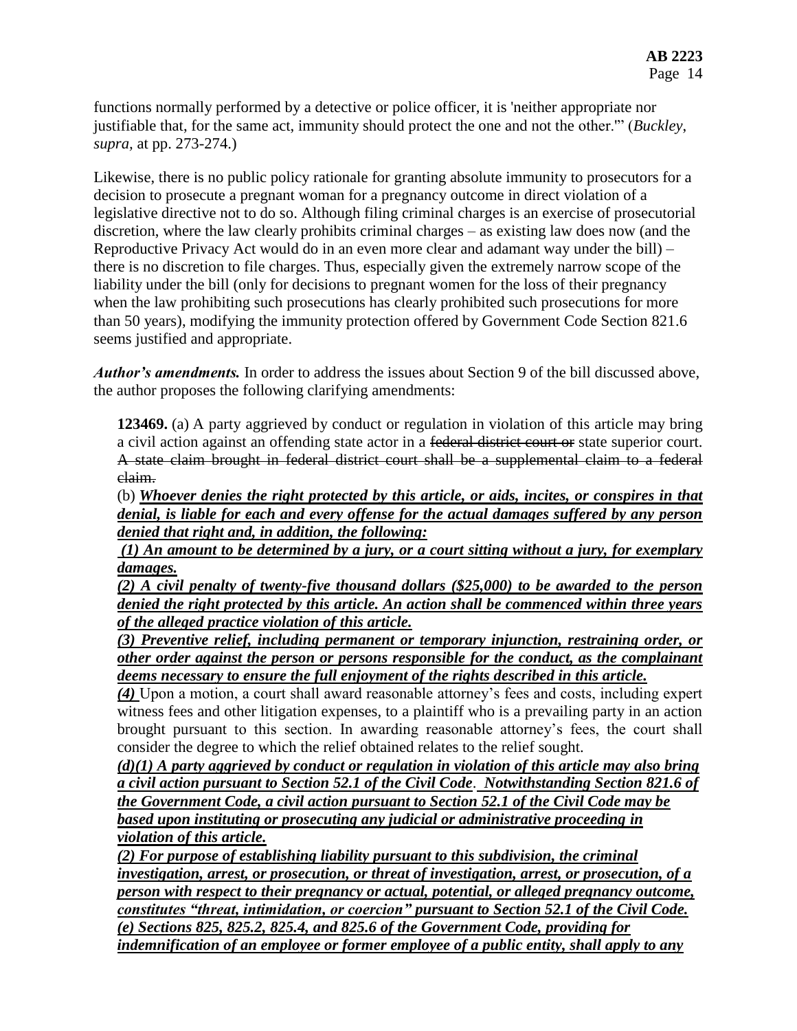functions normally performed by a detective or police officer, it is 'neither appropriate nor justifiable that, for the same act, immunity should protect the one and not the other.'" (*Buckley*, *supra*, at pp. 273-274.)

Likewise, there is no public policy rationale for granting absolute immunity to prosecutors for a decision to prosecute a pregnant woman for a pregnancy outcome in direct violation of a legislative directive not to do so. Although filing criminal charges is an exercise of prosecutorial discretion, where the law clearly prohibits criminal charges – as existing law does now (and the Reproductive Privacy Act would do in an even more clear and adamant way under the bill) – there is no discretion to file charges. Thus, especially given the extremely narrow scope of the liability under the bill (only for decisions to pregnant women for the loss of their pregnancy when the law prohibiting such prosecutions has clearly prohibited such prosecutions for more than 50 years), modifying the immunity protection offered by Government Code Section 821.6 seems justified and appropriate.

***Author's amendments.*** In order to address the issues about Section 9 of the bill discussed above, the author proposes the following clarifying amendments:

> **123469.** (a) A party aggrieved by conduct or regulation in violation of this article may bring a civil action against an offending state actor in a ~~federal district court or~~ state superior court. ~~A state claim brought in federal district court shall be a supplemental claim to a federal claim.~~
>
> (b) ***Whoever denies the right protected by this article, or aids, incites, or conspires in that denial, is liable for each and every offense for the actual damages suffered by any person denied that right and, in addition, the following:***
>
> ***(1) An amount to be determined by a jury, or a court sitting without a jury, for exemplary damages.***
>
> ***(2) A civil penalty of twenty-five thousand dollars ($25,000) to be awarded to the person denied the right protected by this article. An action shall be commenced within three years of the alleged practice violation of this article.***
>
> ***(3) Preventive relief, including permanent or temporary injunction, restraining order, or other order against the person or persons responsible for the conduct, as the complainant deems necessary to ensure the full enjoyment of the rights described in this article.***
>
> ***(4)*** Upon a motion, a court shall award reasonable attorney's fees and costs, including expert witness fees and other litigation expenses, to a plaintiff who is a prevailing party in an action brought pursuant to this section. In awarding reasonable attorney's fees, the court shall consider the degree to which the relief obtained relates to the relief sought.
>
> ***(d)(1) A party aggrieved by conduct or regulation in violation of this article may also bring a civil action pursuant to Section 52.1 of the Civil Code. Notwithstanding Section 821.6 of the Government Code, a civil action pursuant to Section 52.1 of the Civil Code may be based upon instituting or prosecuting any judicial or administrative proceeding in violation of this article.***
>
> ***(2) For purpose of establishing liability pursuant to this subdivision, the criminal investigation, arrest, or prosecution, or threat of investigation, arrest, or prosecution, of a person with respect to their pregnancy or actual, potential, or alleged pregnancy outcome, constitutes "threat, intimidation, or coercion" pursuant to Section 52.1 of the Civil Code.***
>
> ***(e) Sections 825, 825.2, 825.4, and 825.6 of the Government Code, providing for indemnification of an employee or former employee of a public entity, shall apply to any***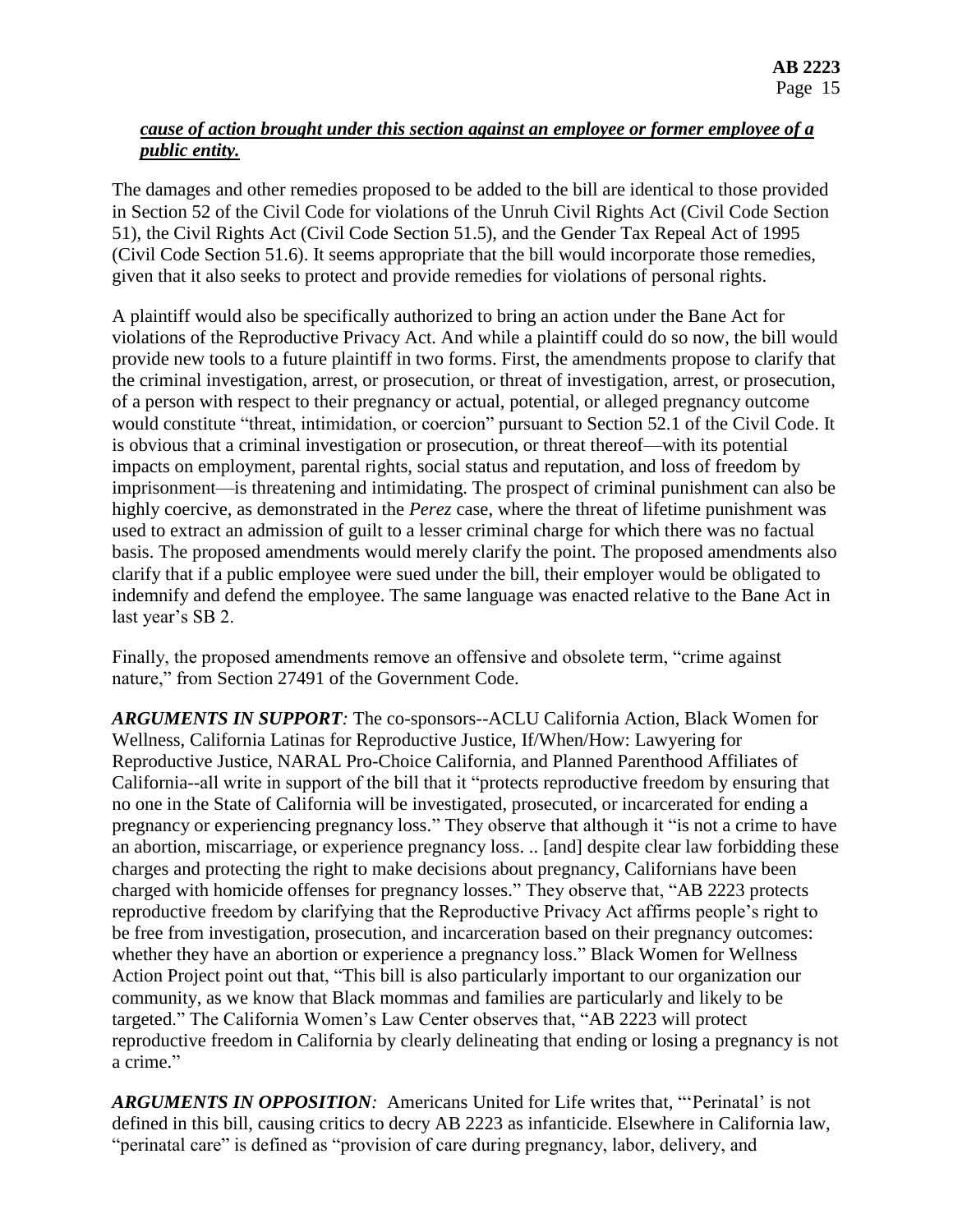***cause of action brought under this section against an employee or former employee of a public entity.***

The damages and other remedies proposed to be added to the bill are identical to those provided in Section 52 of the Civil Code for violations of the Unruh Civil Rights Act (Civil Code Section 51), the Civil Rights Act (Civil Code Section 51.5), and the Gender Tax Repeal Act of 1995 (Civil Code Section 51.6). It seems appropriate that the bill would incorporate those remedies, given that it also seeks to protect and provide remedies for violations of personal rights.

A plaintiff would also be specifically authorized to bring an action under the Bane Act for violations of the Reproductive Privacy Act. And while a plaintiff could do so now, the bill would provide new tools to a future plaintiff in two forms. First, the amendments propose to clarify that the criminal investigation, arrest, or prosecution, or threat of investigation, arrest, or prosecution, of a person with respect to their pregnancy or actual, potential, or alleged pregnancy outcome would constitute "threat, intimidation, or coercion" pursuant to Section 52.1 of the Civil Code. It is obvious that a criminal investigation or prosecution, or threat thereof—with its potential impacts on employment, parental rights, social status and reputation, and loss of freedom by imprisonment—is threatening and intimidating. The prospect of criminal punishment can also be highly coercive, as demonstrated in the *Perez* case, where the threat of lifetime punishment was used to extract an admission of guilt to a lesser criminal charge for which there was no factual basis. The proposed amendments would merely clarify the point. The proposed amendments also clarify that if a public employee were sued under the bill, their employer would be obligated to indemnify and defend the employee. The same language was enacted relative to the Bane Act in last year's SB 2.

Finally, the proposed amendments remove an offensive and obsolete term, "crime against nature," from Section 27491 of the Government Code.

***ARGUMENTS IN SUPPORT:*** The co-sponsors--ACLU California Action, Black Women for Wellness, California Latinas for Reproductive Justice, If/When/How: Lawyering for Reproductive Justice, NARAL Pro-Choice California, and Planned Parenthood Affiliates of California--all write in support of the bill that it "protects reproductive freedom by ensuring that no one in the State of California will be investigated, prosecuted, or incarcerated for ending a pregnancy or experiencing pregnancy loss." They observe that although it "is not a crime to have an abortion, miscarriage, or experience pregnancy loss. .. [and] despite clear law forbidding these charges and protecting the right to make decisions about pregnancy, Californians have been charged with homicide offenses for pregnancy losses." They observe that, "AB 2223 protects reproductive freedom by clarifying that the Reproductive Privacy Act affirms people's right to be free from investigation, prosecution, and incarceration based on their pregnancy outcomes: whether they have an abortion or experience a pregnancy loss." Black Women for Wellness Action Project point out that, "This bill is also particularly important to our organization our community, as we know that Black mommas and families are particularly and likely to be targeted." The California Women's Law Center observes that, "AB 2223 will protect reproductive freedom in California by clearly delineating that ending or losing a pregnancy is not a crime."

***ARGUMENTS IN OPPOSITION:*** Americans United for Life writes that, "'Perinatal' is not defined in this bill, causing critics to decry AB 2223 as infanticide. Elsewhere in California law, "perinatal care" is defined as "provision of care during pregnancy, labor, delivery, and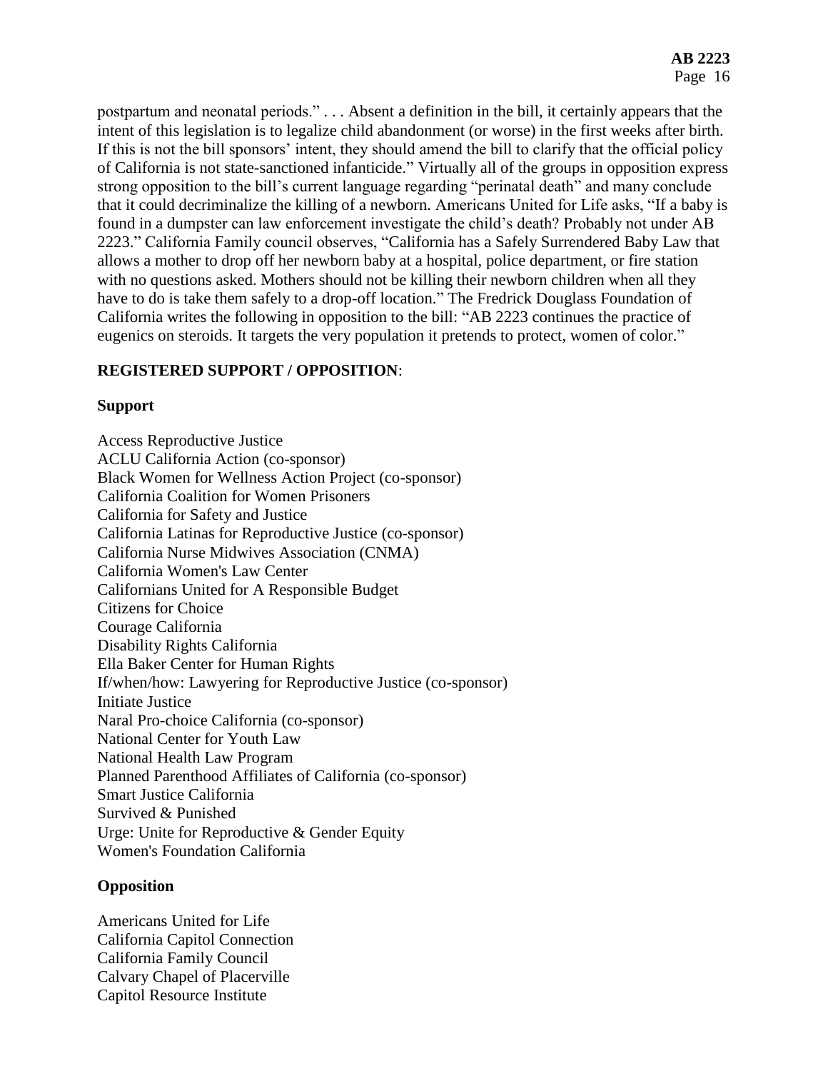postpartum and neonatal periods." . . . Absent a definition in the bill, it certainly appears that the intent of this legislation is to legalize child abandonment (or worse) in the first weeks after birth. If this is not the bill sponsors' intent, they should amend the bill to clarify that the official policy of California is not state-sanctioned infanticide." Virtually all of the groups in opposition express strong opposition to the bill's current language regarding "perinatal death" and many conclude that it could decriminalize the killing of a newborn. Americans United for Life asks, "If a baby is found in a dumpster can law enforcement investigate the child's death? Probably not under AB 2223." California Family council observes, "California has a Safely Surrendered Baby Law that allows a mother to drop off her newborn baby at a hospital, police department, or fire station with no questions asked. Mothers should not be killing their newborn children when all they have to do is take them safely to a drop-off location." The Fredrick Douglass Foundation of California writes the following in opposition to the bill: "AB 2223 continues the practice of eugenics on steroids. It targets the very population it pretends to protect, women of color."

**REGISTERED SUPPORT / OPPOSITION**:

**Support**

Access Reproductive Justice
ACLU California Action (co-sponsor)
Black Women for Wellness Action Project (co-sponsor)
California Coalition for Women Prisoners
California for Safety and Justice
California Latinas for Reproductive Justice (co-sponsor)
California Nurse Midwives Association (CNMA)
California Women's Law Center
Californians United for A Responsible Budget
Citizens for Choice
Courage California
Disability Rights California
Ella Baker Center for Human Rights
If/when/how: Lawyering for Reproductive Justice (co-sponsor)
Initiate Justice
Naral Pro-choice California (co-sponsor)
National Center for Youth Law
National Health Law Program
Planned Parenthood Affiliates of California (co-sponsor)
Smart Justice California
Survived & Punished
Urge: Unite for Reproductive & Gender Equity
Women's Foundation California

**Opposition**

Americans United for Life
California Capitol Connection
California Family Council
Calvary Chapel of Placerville
Capitol Resource Institute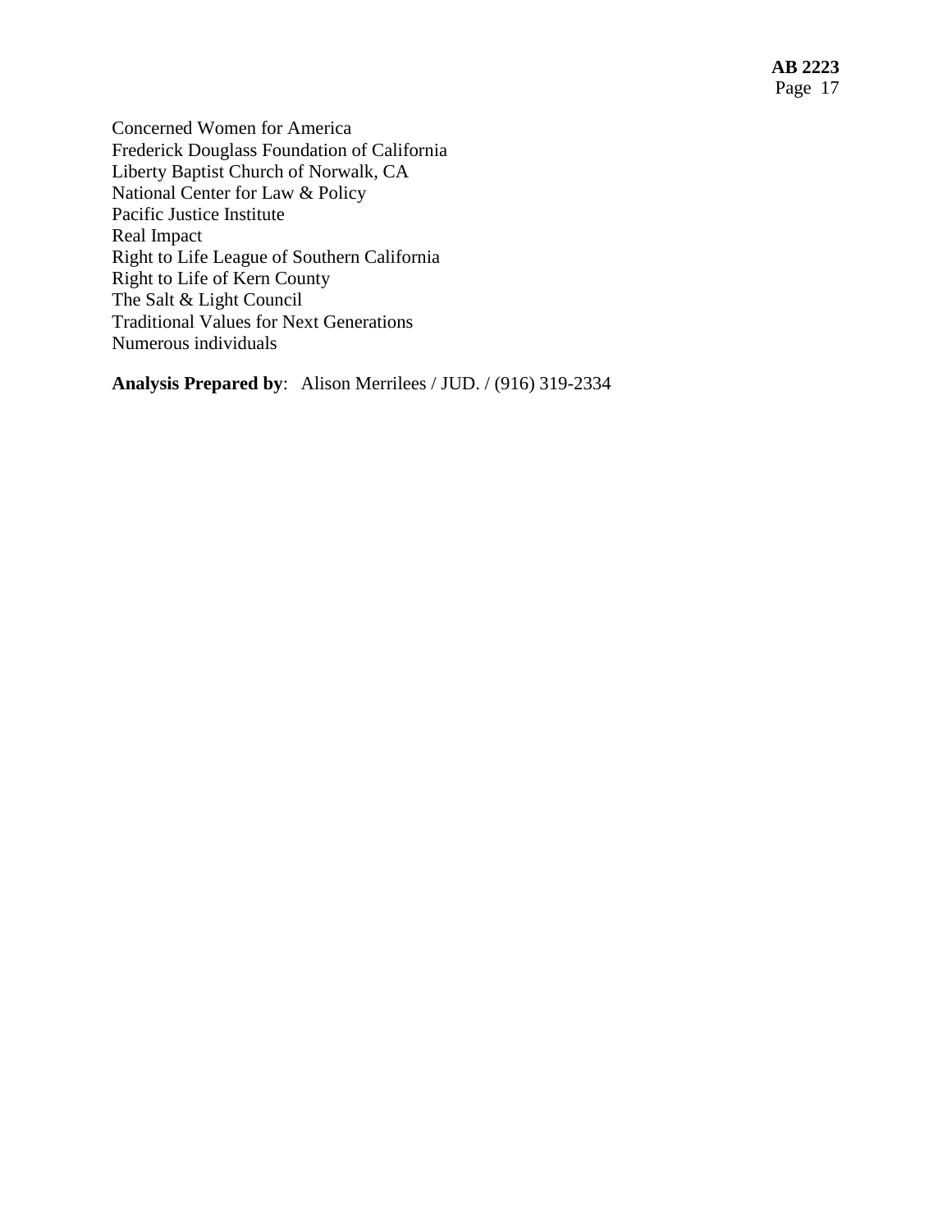Concerned Women for America
Frederick Douglass Foundation of California
Liberty Baptist Church of Norwalk, CA
National Center for Law & Policy
Pacific Justice Institute
Real Impact
Right to Life League of Southern California
Right to Life of Kern County
The Salt & Light Council
Traditional Values for Next Generations
Numerous individuals

**Analysis Prepared by**: Alison Merrilees / JUD. / (916) 319-2334